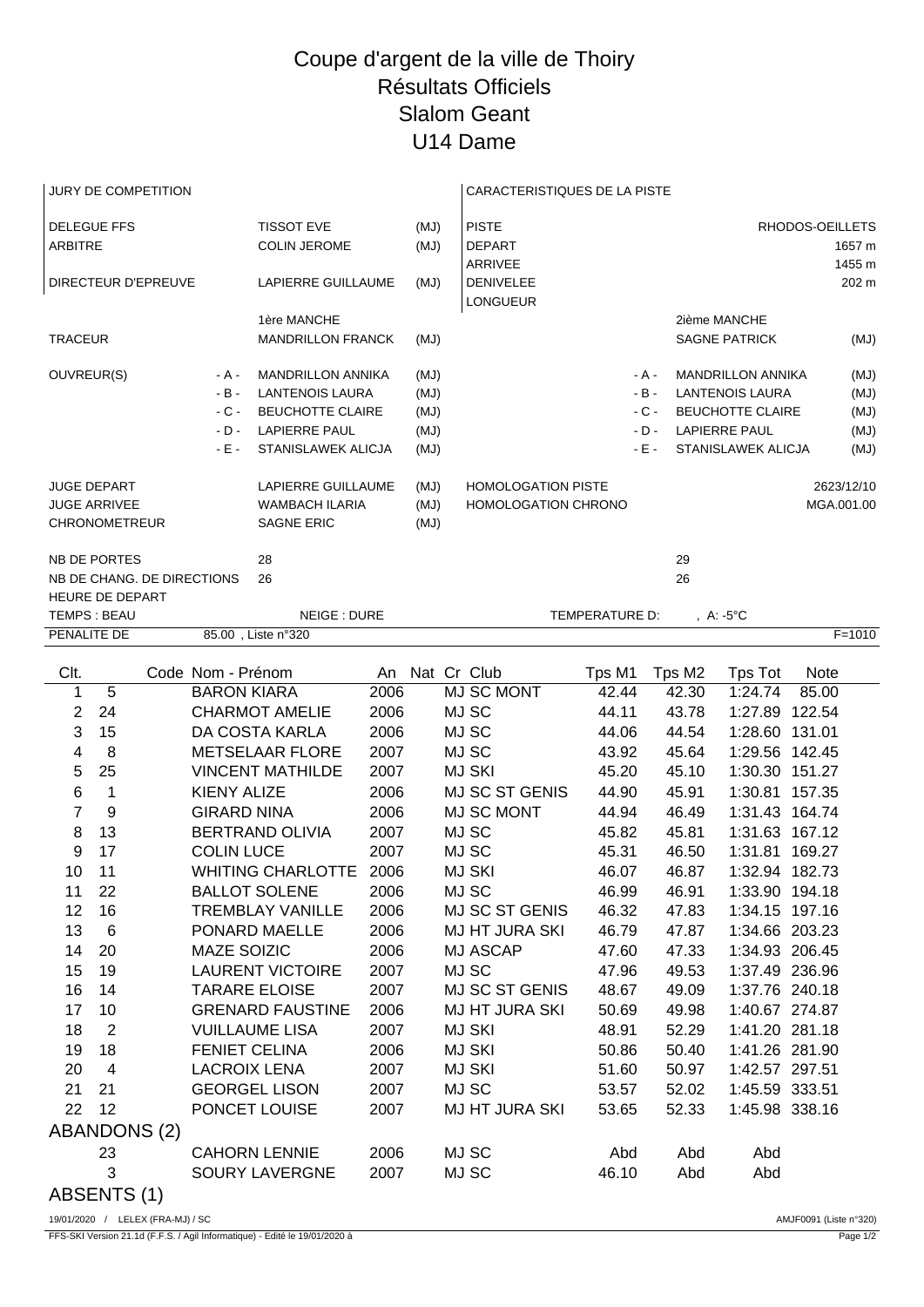# Coupe d'argent de la ville de Thoiry
# Résultats Officiels
# Slalom Geant
# U14 Dame

| JURY DE COMPETITION | | | | CARACTERISTIQUES DE LA PISTE | |
|---|---|---|---|---|---|
| DELEGUE FFS | | TISSOT EVE | (MJ) | PISTE | RHODOS-OEILLETS |
| ARBITRE | | COLIN JEROME | (MJ) | DEPART | 1657 m |
| | | | | ARRIVEE | 1455 m |
| DIRECTEUR D'EPREUVE | | LAPIERRE GUILLAUME | (MJ) | DENIVELEE | 202 m |
| | | | | LONGUEUR | |

| | | 1ère MANCHE | | | 2ième MANCHE | |
|---|---|---|---|---|---|---|
| TRACEUR | | MANDRILLON FRANCK | (MJ) | | SAGNE PATRICK | (MJ) |
| OUVREUR(S) | - A - | MANDRILLON ANNIKA | (MJ) | - A - | MANDRILLON ANNIKA | (MJ) |
| | - B - | LANTENOIS LAURA | (MJ) | - B - | LANTENOIS LAURA | (MJ) |
| | - C - | BEUCHOTTE CLAIRE | (MJ) | - C - | BEUCHOTTE CLAIRE | (MJ) |
| | - D - | LAPIERRE PAUL | (MJ) | - D - | LAPIERRE PAUL | (MJ) |
| | - E - | STANISLAWEK ALICJA | (MJ) | - E - | STANISLAWEK ALICJA | (MJ) |

| | | | | |
|---|---|---|---|---|
| JUGE DEPART | LAPIERRE GUILLAUME | (MJ) | HOMOLOGATION PISTE | 2623/12/10 |
| JUGE ARRIVEE | WAMBACH ILARIA | (MJ) | HOMOLOGATION CHRONO | MGA.001.00 |
| CHRONOMETREUR | SAGNE ERIC | (MJ) | | |

| | 1ère MANCHE | 2ième MANCHE |
|---|---|---|
| NB DE PORTES | 28 | 29 |
| NB DE CHANG. DE DIRECTIONS | 26 | 26 |
| HEURE DE DEPART | | |

TEMPS : BEAU — NEIGE : DURE — TEMPERATURE D: , A: -5°C

PENALITE DE 85.00 , Liste n°320 — F=1010

| Clt. | Code | Nom - Prénom | An | Nat | Cr | Club | Tps M1 | Tps M2 | Tps Tot | Note |
|---|---|---|---|---|---|---|---|---|---|---|
| 1 | 5 | BARON KIARA | 2006 | | MJ | SC MONT | 42.44 | 42.30 | 1:24.74 | 85.00 |
| 2 | 24 | CHARMOT AMELIE | 2006 | | MJ | SC | 44.11 | 43.78 | 1:27.89 | 122.54 |
| 3 | 15 | DA COSTA KARLA | 2006 | | MJ | SC | 44.06 | 44.54 | 1:28.60 | 131.01 |
| 4 | 8 | METSELAAR FLORE | 2007 | | MJ | SC | 43.92 | 45.64 | 1:29.56 | 142.45 |
| 5 | 25 | VINCENT MATHILDE | 2007 | | MJ | SKI | 45.20 | 45.10 | 1:30.30 | 151.27 |
| 6 | 1 | KIENY ALIZE | 2006 | | MJ | SC ST GENIS | 44.90 | 45.91 | 1:30.81 | 157.35 |
| 7 | 9 | GIRARD NINA | 2006 | | MJ | SC MONT | 44.94 | 46.49 | 1:31.43 | 164.74 |
| 8 | 13 | BERTRAND OLIVIA | 2007 | | MJ | SC | 45.82 | 45.81 | 1:31.63 | 167.12 |
| 9 | 17 | COLIN LUCE | 2007 | | MJ | SC | 45.31 | 46.50 | 1:31.81 | 169.27 |
| 10 | 11 | WHITING CHARLOTTE | 2006 | | MJ | SKI | 46.07 | 46.87 | 1:32.94 | 182.73 |
| 11 | 22 | BALLOT SOLENE | 2006 | | MJ | SC | 46.99 | 46.91 | 1:33.90 | 194.18 |
| 12 | 16 | TREMBLAY VANILLE | 2006 | | MJ | SC ST GENIS | 46.32 | 47.83 | 1:34.15 | 197.16 |
| 13 | 6 | PONARD MAELLE | 2006 | | MJ | HT JURA SKI | 46.79 | 47.87 | 1:34.66 | 203.23 |
| 14 | 20 | MAZE SOIZIC | 2006 | | MJ | ASCAP | 47.60 | 47.33 | 1:34.93 | 206.45 |
| 15 | 19 | LAURENT VICTOIRE | 2007 | | MJ | SC | 47.96 | 49.53 | 1:37.49 | 236.96 |
| 16 | 14 | TARARE ELOISE | 2007 | | MJ | SC ST GENIS | 48.67 | 49.09 | 1:37.76 | 240.18 |
| 17 | 10 | GRENARD FAUSTINE | 2006 | | MJ | HT JURA SKI | 50.69 | 49.98 | 1:40.67 | 274.87 |
| 18 | 2 | VUILLAUME LISA | 2007 | | MJ | SKI | 48.91 | 52.29 | 1:41.20 | 281.18 |
| 19 | 18 | FENIET CELINA | 2006 | | MJ | SKI | 50.86 | 50.40 | 1:41.26 | 281.90 |
| 20 | 4 | LACROIX LENA | 2007 | | MJ | SKI | 51.60 | 50.97 | 1:42.57 | 297.51 |
| 21 | 21 | GEORGEL LISON | 2007 | | MJ | SC | 53.57 | 52.02 | 1:45.59 | 333.51 |
| 22 | 12 | PONCET LOUISE | 2007 | | MJ | HT JURA SKI | 53.65 | 52.33 | 1:45.98 | 338.16 |
| **ABANDONS (2)** | | | | | | | | | | |
| | 23 | CAHORN LENNIE | 2006 | | MJ | SC | Abd | Abd | Abd | |
| | 3 | SOURY LAVERGNE | 2007 | | MJ | SC | 46.10 | Abd | Abd | |
| **ABSENTS (1)** | | | | | | | | | | |

19/01/2020 / LELEX (FRA-MJ) / SC — AMJF0091 (Liste n°320)

FFS-SKI Version 21.1d (F.F.S. / Agil Informatique) - Edité le 19/01/2020 à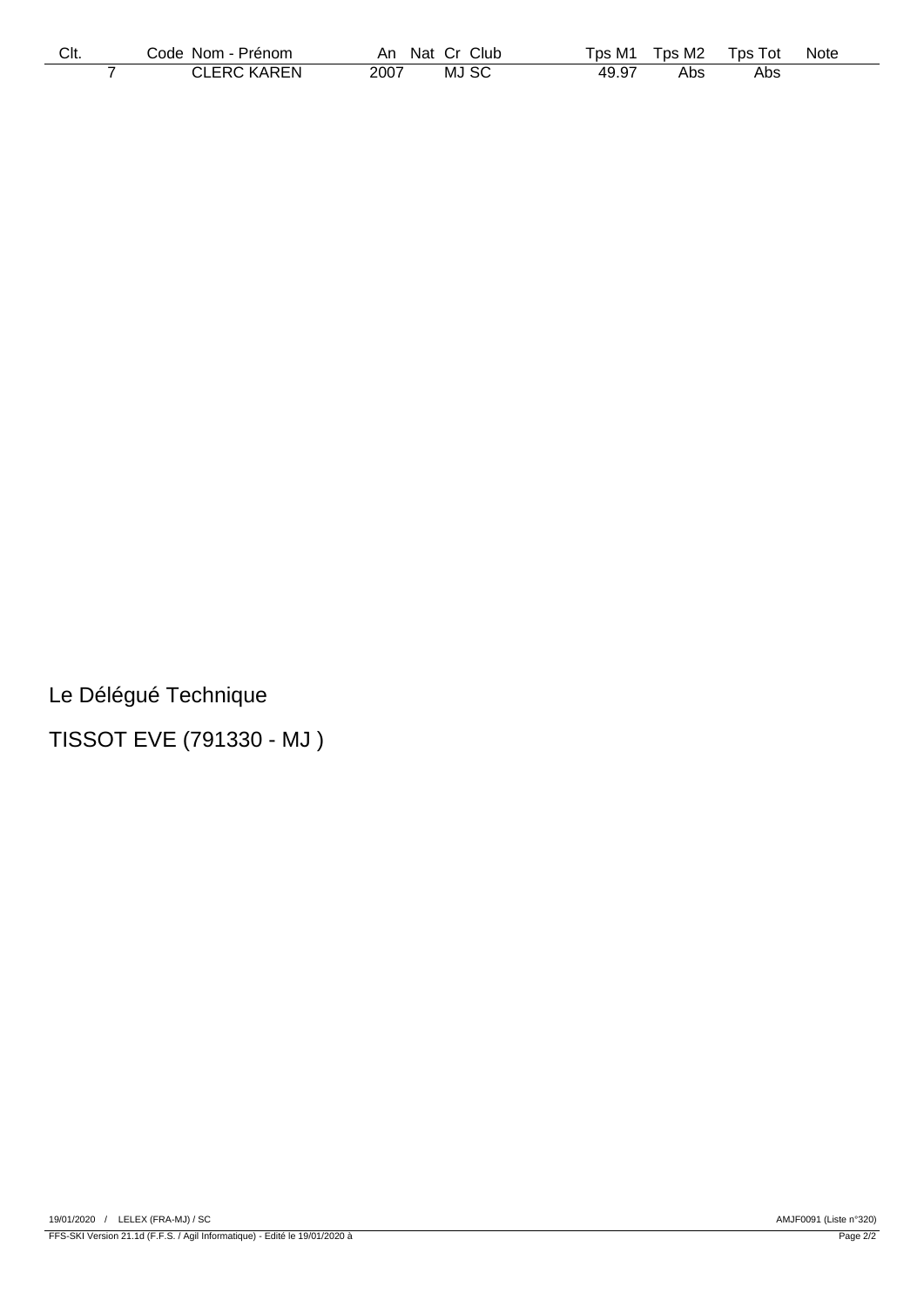| Clt. | Code | Nom - Prénom | An | Nat | Cr | Club | Tps M1 | Tps M2 | Tps Tot | Note |
| --- | --- | --- | --- | --- | --- | --- | --- | --- | --- | --- |
| 7 | | CLERC KAREN | 2007 | | MJ | SC | 49.97 | Abs | Abs | |

Le Délégué Technique

TISSOT EVE (791330 - MJ )

19/01/2020 / LELEX (FRA-MJ) / SC

AMJF0091 (Liste n°320)

FFS-SKI Version 21.1d (F.F.S. / Agil Informatique) - Edité le 19/01/2020 à